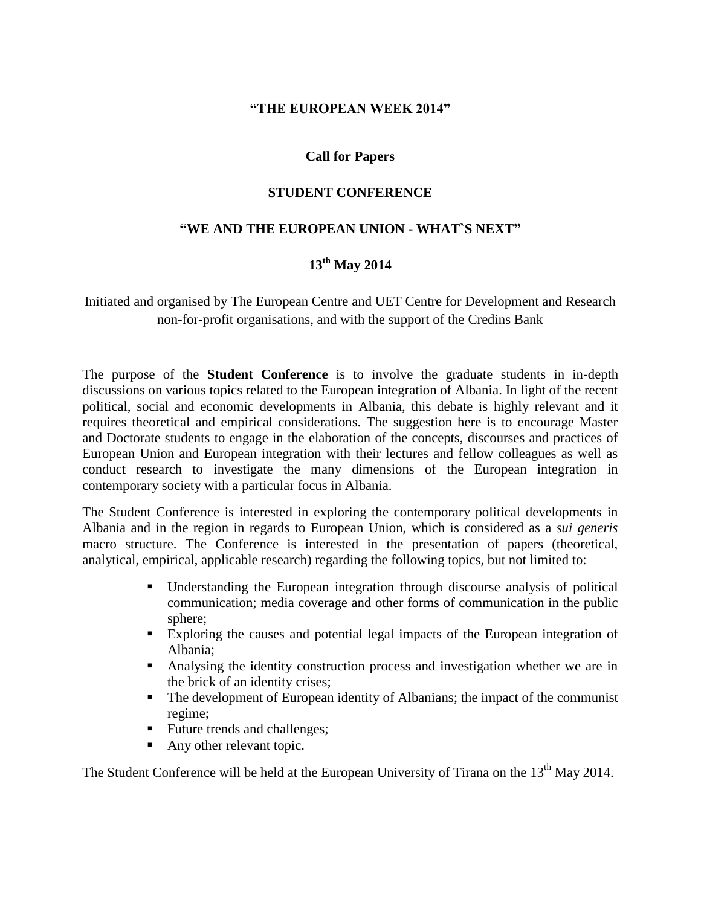**"THE EUROPEAN WEEK 2014"**

**Call for Papers**

**STUDENT CONFERENCE**

**"WE AND THE EUROPEAN UNION - WHAT`S NEXT"**

**13th May 2014**

Initiated and organised by The European Centre and UET Centre for Development and Research non-for-profit organisations, and with the support of the Credins Bank

The purpose of the **Student Conference** is to involve the graduate students in in-depth discussions on various topics related to the European integration of Albania. In light of the recent political, social and economic developments in Albania, this debate is highly relevant and it requires theoretical and empirical considerations. The suggestion here is to encourage Master and Doctorate students to engage in the elaboration of the concepts, discourses and practices of European Union and European integration with their lectures and fellow colleagues as well as conduct research to investigate the many dimensions of the European integration in contemporary society with a particular focus in Albania.

The Student Conference is interested in exploring the contemporary political developments in Albania and in the region in regards to European Union, which is considered as a *sui generis* macro structure. The Conference is interested in the presentation of papers (theoretical, analytical, empirical, applicable research) regarding the following topics, but not limited to:

- Understanding the European integration through discourse analysis of political communication; media coverage and other forms of communication in the public sphere;
- Exploring the causes and potential legal impacts of the European integration of Albania;
- Analysing the identity construction process and investigation whether we are in the brick of an identity crises;
- The development of European identity of Albanians; the impact of the communist regime;
- Future trends and challenges;
- Any other relevant topic.

The Student Conference will be held at the European University of Tirana on the 13th May 2014.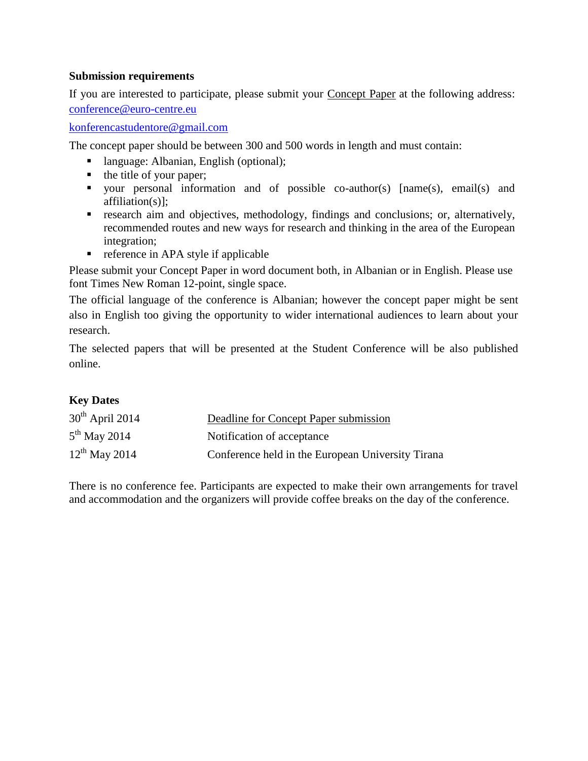**Submission requirements**

If you are interested to participate, please submit your Concept Paper at the following address: conference@euro-centre.eu

konferencastudentore@gmail.com

The concept paper should be between 300 and 500 words in length and must contain:

- language: Albanian, English (optional);
- the title of your paper;
- your personal information and of possible co-author(s) [name(s), email(s) and affiliation(s)];
- research aim and objectives, methodology, findings and conclusions; or, alternatively, recommended routes and new ways for research and thinking in the area of the European integration;
- reference in APA style if applicable

Please submit your Concept Paper in word document both, in Albanian or in English. Please use font Times New Roman 12-point, single space.

The official language of the conference is Albanian; however the concept paper might be sent also in English too giving the opportunity to wider international audiences to learn about your research.

The selected papers that will be presented at the Student Conference will be also published online.

**Key Dates**

| | |
|---|---|
| 30th April 2014 | Deadline for Concept Paper submission |
| 5th May 2014 | Notification of acceptance |
| 12th May 2014 | Conference held in the European University Tirana |

There is no conference fee. Participants are expected to make their own arrangements for travel and accommodation and the organizers will provide coffee breaks on the day of the conference.